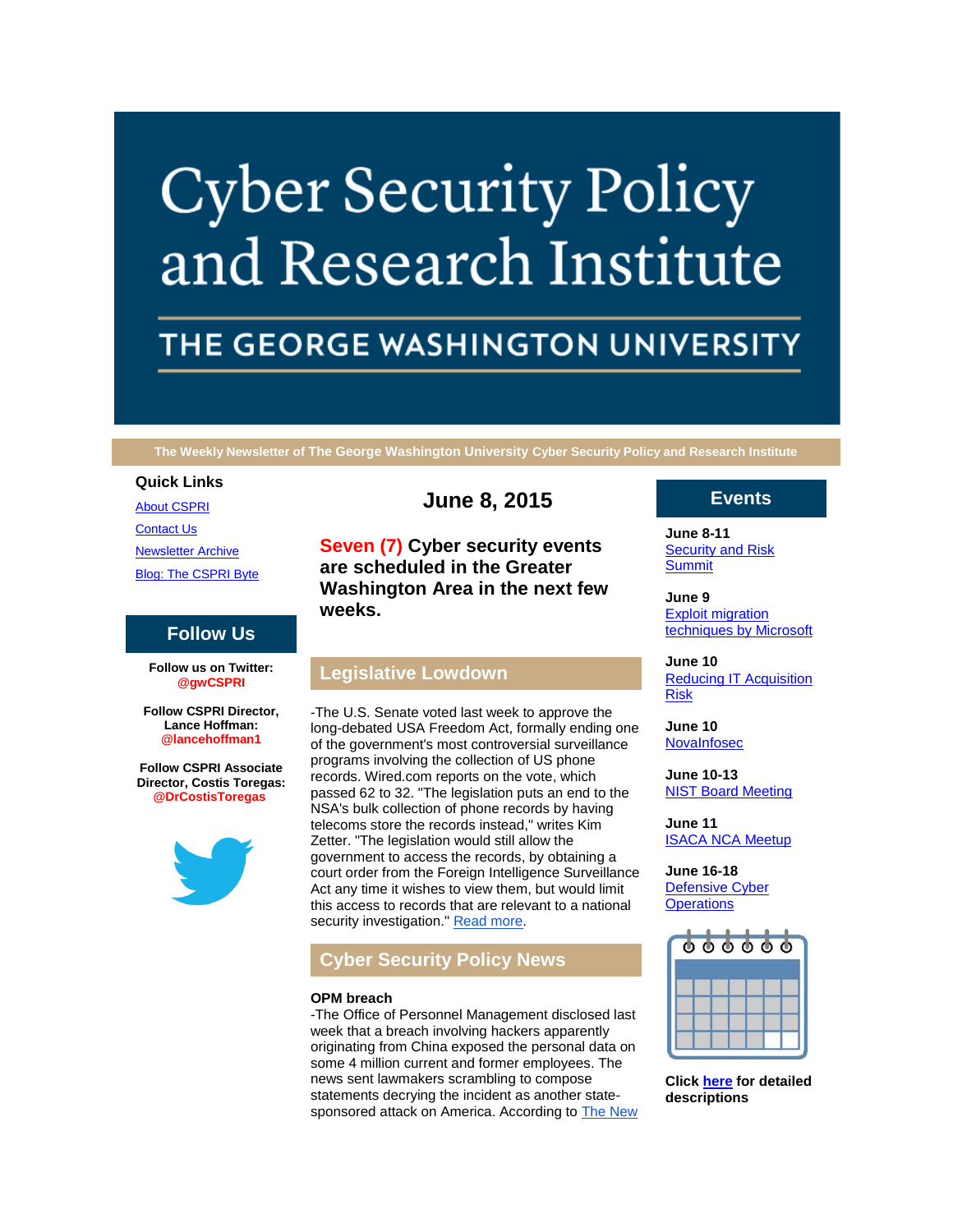# Cyber Security Policy and Research Institute

## THE GEORGE WASHINGTON UNIVERSITY

**The Weekly Newsletter of The George Washington University Cyber Security Policy and Research Institute**

### Quick Links

[About CSPRI](#)

[Contact Us](#)

[Newsletter Archive](#)

[Blog: The CSPRI Byte](#)

### Follow Us

**Follow us on Twitter: @gwCSPRI**

**Follow CSPRI Director, Lance Hoffman: @lancehoffman1**

**Follow CSPRI Associate Director, Costis Toregas: @DrCostisToregas**

## June 8, 2015

**Seven (7) Cyber security events are scheduled in the Greater Washington Area in the next few weeks.**

## Legislative Lowdown

-The U.S. Senate voted last week to approve the long-debated USA Freedom Act, formally ending one of the government's most controversial surveillance programs involving the collection of US phone records. Wired.com reports on the vote, which passed 62 to 32. "The legislation puts an end to the NSA's bulk collection of phone records by having telecoms store the records instead," writes Kim Zetter. "The legislation would still allow the government to access the records, by obtaining a court order from the Foreign Intelligence Surveillance Act any time it wishes to view them, but would limit this access to records that are relevant to a national security investigation." [Read more](#).

## Cyber Security Policy News

**OPM breach**

-The Office of Personnel Management disclosed last week that a breach involving hackers apparently originating from China exposed the personal data on some 4 million current and former employees. The news sent lawmakers scrambling to compose statements decrying the incident as another state-sponsored attack on America. According to [The New](#)

## Events

**June 8-11**
[Security and Risk Summit](#)

**June 9**
[Exploit migration techniques by Microsoft](#)

**June 10**
[Reducing IT Acquisition Risk](#)

**June 10**
[NovaInfosec](#)

**June 10-13**
[NIST Board Meeting](#)

**June 11**
[ISACA NCA Meetup](#)

**June 16-18**
[Defensive Cyber Operations](#)

**Click [here](#) for detailed descriptions**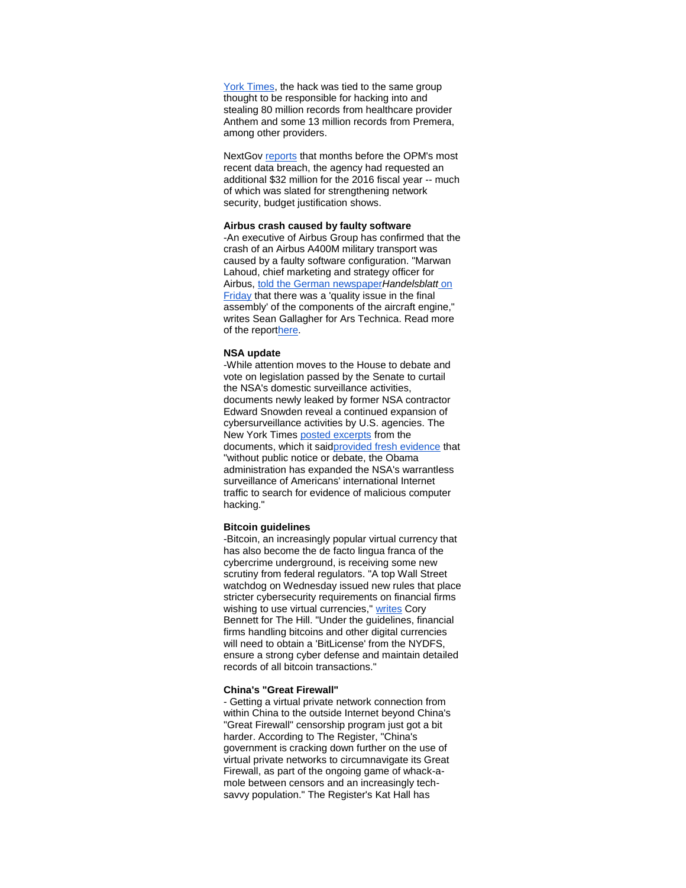York Times, the hack was tied to the same group thought to be responsible for hacking into and stealing 80 million records from healthcare provider Anthem and some 13 million records from Premera, among other providers.

NextGov reports that months before the OPM's most recent data breach, the agency had requested an additional $32 million for the 2016 fiscal year -- much of which was slated for strengthening network security, budget justification shows.

**Airbus crash caused by faulty software**

-An executive of Airbus Group has confirmed that the crash of an Airbus A400M military transport was caused by a faulty software configuration. "Marwan Lahoud, chief marketing and strategy officer for Airbus, told the German newspaper*Handelsblatt* on Friday that there was a 'quality issue in the final assembly' of the components of the aircraft engine," writes Sean Gallagher for Ars Technica. Read more of the reporthere.

**NSA update**

-While attention moves to the House to debate and vote on legislation passed by the Senate to curtail the NSA's domestic surveillance activities, documents newly leaked by former NSA contractor Edward Snowden reveal a continued expansion of cybersurveillance activities by U.S. agencies. The New York Times posted excerpts from the documents, which it saidprovided fresh evidence that "without public notice or debate, the Obama administration has expanded the NSA's warrantless surveillance of Americans' international Internet traffic to search for evidence of malicious computer hacking."

**Bitcoin guidelines**

-Bitcoin, an increasingly popular virtual currency that has also become the de facto lingua franca of the cybercrime underground, is receiving some new scrutiny from federal regulators. "A top Wall Street watchdog on Wednesday issued new rules that place stricter cybersecurity requirements on financial firms wishing to use virtual currencies," writes Cory Bennett for The Hill. "Under the guidelines, financial firms handling bitcoins and other digital currencies will need to obtain a 'BitLicense' from the NYDFS, ensure a strong cyber defense and maintain detailed records of all bitcoin transactions."

**China's "Great Firewall"**

- Getting a virtual private network connection from within China to the outside Internet beyond China's "Great Firewall" censorship program just got a bit harder. According to The Register, "China's government is cracking down further on the use of virtual private networks to circumnavigate its Great Firewall, as part of the ongoing game of whack-a-mole between censors and an increasingly tech-savvy population." The Register's Kat Hall has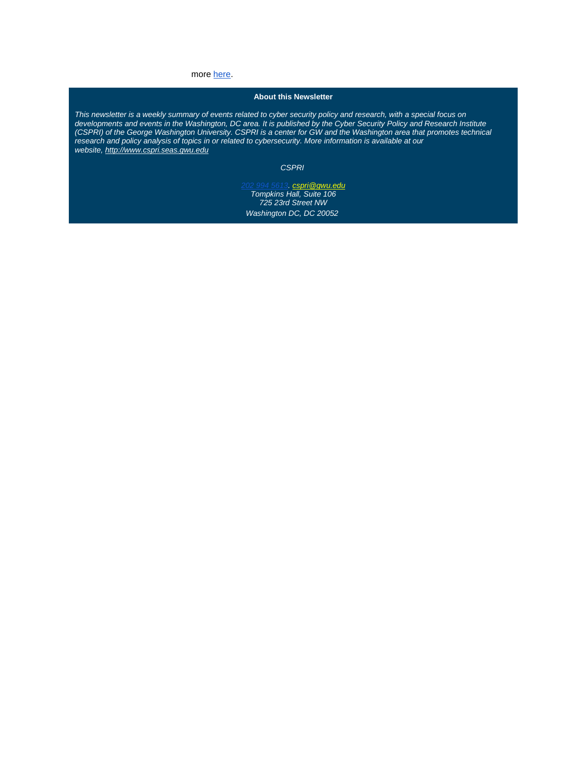more here.

**About this Newsletter**

*This newsletter is a weekly summary of events related to cyber security policy and research, with a special focus on developments and events in the Washington, DC area. It is published by the Cyber Security Policy and Research Institute (CSPRI) of the George Washington University. CSPRI is a center for GW and the Washington area that promotes technical research and policy analysis of topics in or related to cybersecurity. More information is available at our website, http://www.cspri.seas.gwu.edu*

*CSPRI*

*202 994 5613, cspri@gwu.edu*
*Tompkins Hall, Suite 106*
*725 23rd Street NW*
*Washington DC, DC 20052*